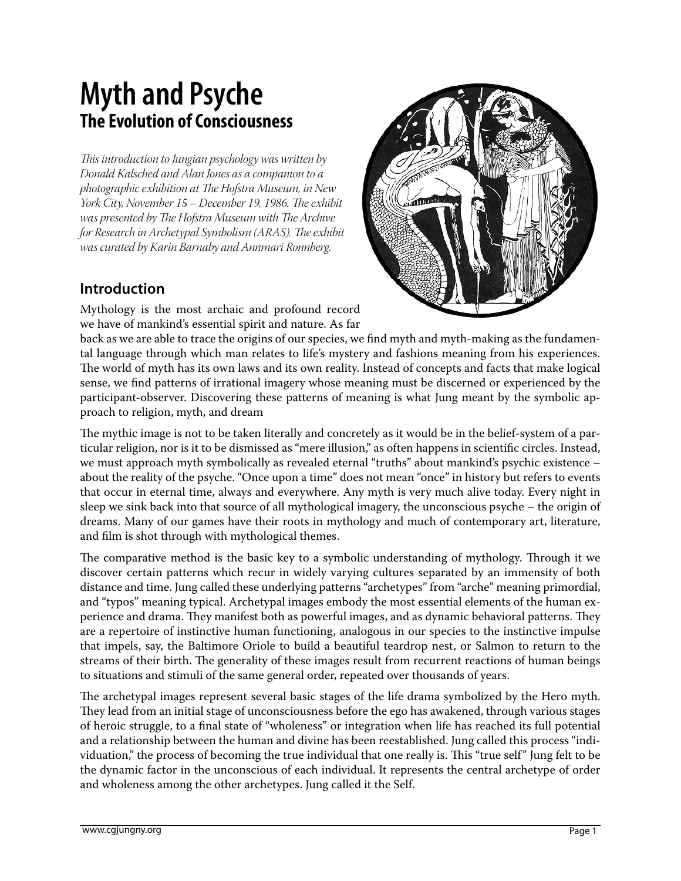# Myth and Psyche
## The Evolution of Consciousness

*This introduction to Jungian psychology was written by Donald Kalsched and Alan Jones as a companion to a photographic exhibition at The Hofstra Museum, in New York City, November 15 – December 19, 1986. The exhibit was presented by The Hofstra Museum with The Archive for Research in Archetypal Symbolism (ARAS). The exhibit was curated by Karin Barnaby and Annmari Ronnberg.*

## Introduction

Mythology is the most archaic and profound record we have of mankind's essential spirit and nature. As far back as we are able to trace the origins of our species, we find myth and myth-making as the fundamental language through which man relates to life's mystery and fashions meaning from his experiences. The world of myth has its own laws and its own reality. Instead of concepts and facts that make logical sense, we find patterns of irrational imagery whose meaning must be discerned or experienced by the participant-observer. Discovering these patterns of meaning is what Jung meant by the symbolic approach to religion, myth, and dream

The mythic image is not to be taken literally and concretely as it would be in the belief-system of a particular religion, nor is it to be dismissed as "mere illusion," as often happens in scientific circles. Instead, we must approach myth symbolically as revealed eternal "truths" about mankind's psychic existence – about the reality of the psyche. "Once upon a time" does not mean "once" in history but refers to events that occur in eternal time, always and everywhere. Any myth is very much alive today. Every night in sleep we sink back into that source of all mythological imagery, the unconscious psyche – the origin of dreams. Many of our games have their roots in mythology and much of contemporary art, literature, and film is shot through with mythological themes.

The comparative method is the basic key to a symbolic understanding of mythology. Through it we discover certain patterns which recur in widely varying cultures separated by an immensity of both distance and time. Jung called these underlying patterns "archetypes" from "arche" meaning primordial, and "typos" meaning typical. Archetypal images embody the most essential elements of the human experience and drama. They manifest both as powerful images, and as dynamic behavioral patterns. They are a repertoire of instinctive human functioning, analogous in our species to the instinctive impulse that impels, say, the Baltimore Oriole to build a beautiful teardrop nest, or Salmon to return to the streams of their birth. The generality of these images result from recurrent reactions of human beings to situations and stimuli of the same general order, repeated over thousands of years.

The archetypal images represent several basic stages of the life drama symbolized by the Hero myth. They lead from an initial stage of unconsciousness before the ego has awakened, through various stages of heroic struggle, to a final state of "wholeness" or integration when life has reached its full potential and a relationship between the human and divine has been reestablished. Jung called this process "individuation," the process of becoming the true individual that one really is. This "true self" Jung felt to be the dynamic factor in the unconscious of each individual. It represents the central archetype of order and wholeness among the other archetypes. Jung called it the Self.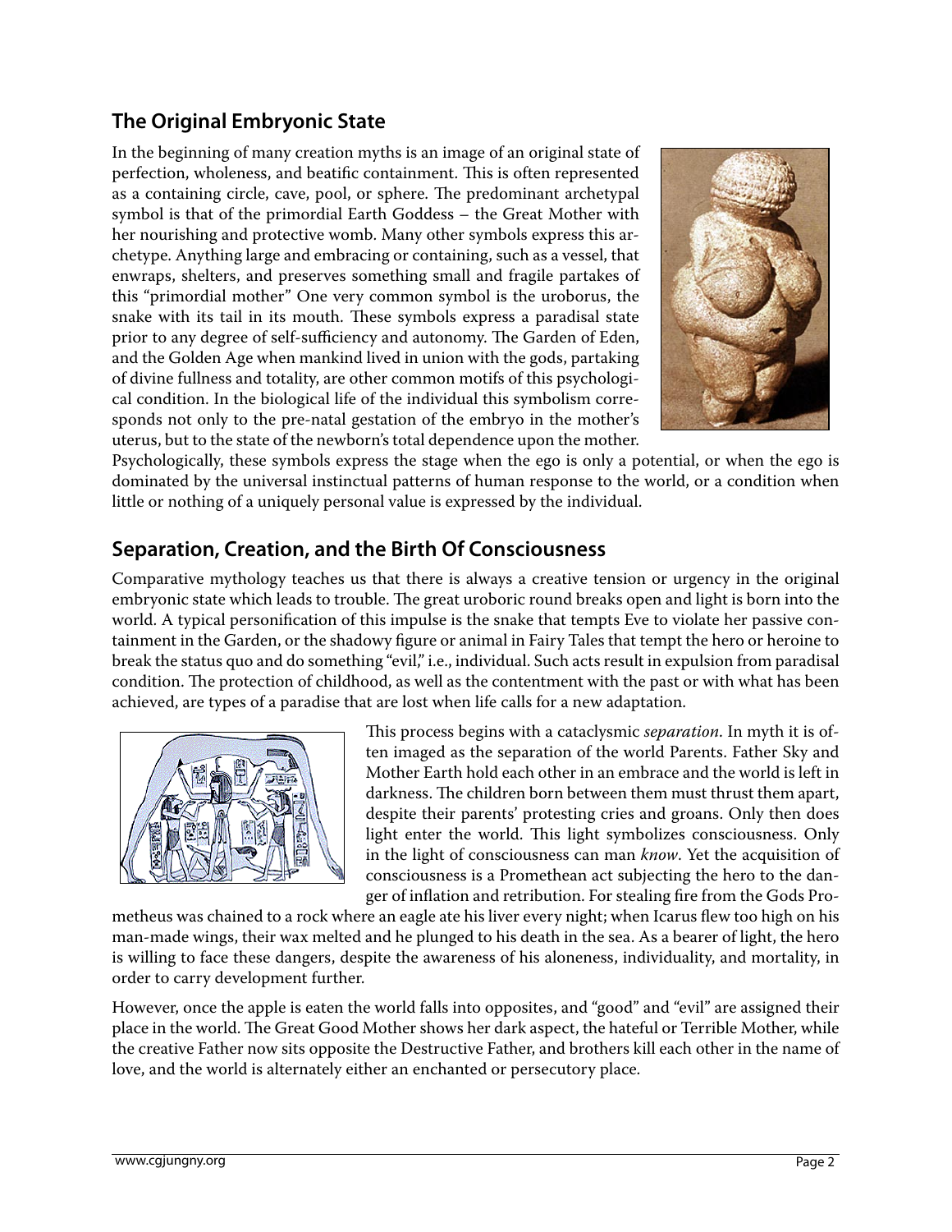## The Original Embryonic State

In the beginning of many creation myths is an image of an original state of perfection, wholeness, and beatific containment. This is often represented as a containing circle, cave, pool, or sphere. The predominant archetypal symbol is that of the primordial Earth Goddess – the Great Mother with her nourishing and protective womb. Many other symbols express this archetype. Anything large and embracing or containing, such as a vessel, that enwraps, shelters, and preserves something small and fragile partakes of this "primordial mother" One very common symbol is the uroborus, the snake with its tail in its mouth. These symbols express a paradisal state prior to any degree of self-sufficiency and autonomy. The Garden of Eden, and the Golden Age when mankind lived in union with the gods, partaking of divine fullness and totality, are other common motifs of this psychological condition. In the biological life of the individual this symbolism corresponds not only to the pre-natal gestation of the embryo in the mother's uterus, but to the state of the newborn's total dependence upon the mother. Psychologically, these symbols express the stage when the ego is only a potential, or when the ego is dominated by the universal instinctual patterns of human response to the world, or a condition when little or nothing of a uniquely personal value is expressed by the individual.

## Separation, Creation, and the Birth Of Consciousness

Comparative mythology teaches us that there is always a creative tension or urgency in the original embryonic state which leads to trouble. The great uroboric round breaks open and light is born into the world. A typical personification of this impulse is the snake that tempts Eve to violate her passive containment in the Garden, or the shadowy figure or animal in Fairy Tales that tempt the hero or heroine to break the status quo and do something "evil," i.e., individual. Such acts result in expulsion from paradisal condition. The protection of childhood, as well as the contentment with the past or with what has been achieved, are types of a paradise that are lost when life calls for a new adaptation.

This process begins with a cataclysmic *separation*. In myth it is often imaged as the separation of the world Parents. Father Sky and Mother Earth hold each other in an embrace and the world is left in darkness. The children born between them must thrust them apart, despite their parents' protesting cries and groans. Only then does light enter the world. This light symbolizes consciousness. Only in the light of consciousness can man *know*. Yet the acquisition of consciousness is a Promethean act subjecting the hero to the danger of inflation and retribution. For stealing fire from the Gods Prometheus was chained to a rock where an eagle ate his liver every night; when Icarus flew too high on his man-made wings, their wax melted and he plunged to his death in the sea. As a bearer of light, the hero is willing to face these dangers, despite the awareness of his aloneness, individuality, and mortality, in order to carry development further.

However, once the apple is eaten the world falls into opposites, and "good" and "evil" are assigned their place in the world. The Great Good Mother shows her dark aspect, the hateful or Terrible Mother, while the creative Father now sits opposite the Destructive Father, and brothers kill each other in the name of love, and the world is alternately either an enchanted or persecutory place.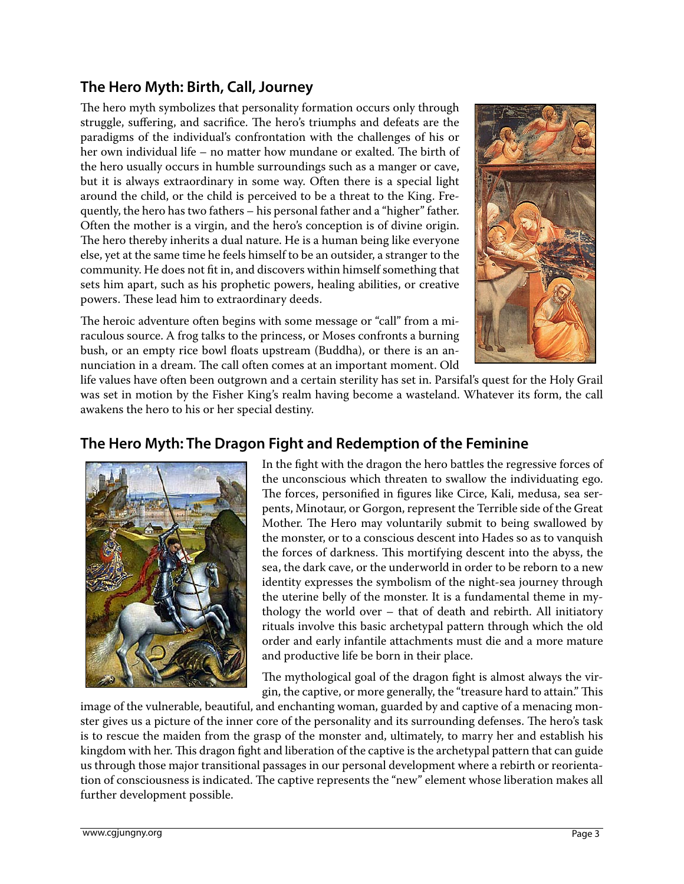## The Hero Myth: Birth, Call, Journey

The hero myth symbolizes that personality formation occurs only through struggle, suffering, and sacrifice. The hero's triumphs and defeats are the paradigms of the individual's confrontation with the challenges of his or her own individual life – no matter how mundane or exalted. The birth of the hero usually occurs in humble surroundings such as a manger or cave, but it is always extraordinary in some way. Often there is a special light around the child, or the child is perceived to be a threat to the King. Frequently, the hero has two fathers – his personal father and a "higher" father. Often the mother is a virgin, and the hero's conception is of divine origin. The hero thereby inherits a dual nature. He is a human being like everyone else, yet at the same time he feels himself to be an outsider, a stranger to the community. He does not fit in, and discovers within himself something that sets him apart, such as his prophetic powers, healing abilities, or creative powers. These lead him to extraordinary deeds.

The heroic adventure often begins with some message or "call" from a miraculous source. A frog talks to the princess, or Moses confronts a burning bush, or an empty rice bowl floats upstream (Buddha), or there is an annunciation in a dream. The call often comes at an important moment. Old life values have often been outgrown and a certain sterility has set in. Parsifal's quest for the Holy Grail was set in motion by the Fisher King's realm having become a wasteland. Whatever its form, the call awakens the hero to his or her special destiny.

## The Hero Myth: The Dragon Fight and Redemption of the Feminine

In the fight with the dragon the hero battles the regressive forces of the unconscious which threaten to swallow the individuating ego. The forces, personified in figures like Circe, Kali, medusa, sea serpents, Minotaur, or Gorgon, represent the Terrible side of the Great Mother. The Hero may voluntarily submit to being swallowed by the monster, or to a conscious descent into Hades so as to vanquish the forces of darkness. This mortifying descent into the abyss, the sea, the dark cave, or the underworld in order to be reborn to a new identity expresses the symbolism of the night-sea journey through the uterine belly of the monster. It is a fundamental theme in mythology the world over – that of death and rebirth. All initiatory rituals involve this basic archetypal pattern through which the old order and early infantile attachments must die and a more mature and productive life be born in their place.

The mythological goal of the dragon fight is almost always the virgin, the captive, or more generally, the "treasure hard to attain." This image of the vulnerable, beautiful, and enchanting woman, guarded by and captive of a menacing monster gives us a picture of the inner core of the personality and its surrounding defenses. The hero's task is to rescue the maiden from the grasp of the monster and, ultimately, to marry her and establish his kingdom with her. This dragon fight and liberation of the captive is the archetypal pattern that can guide us through those major transitional passages in our personal development where a rebirth or reorientation of consciousness is indicated. The captive represents the "new" element whose liberation makes all further development possible.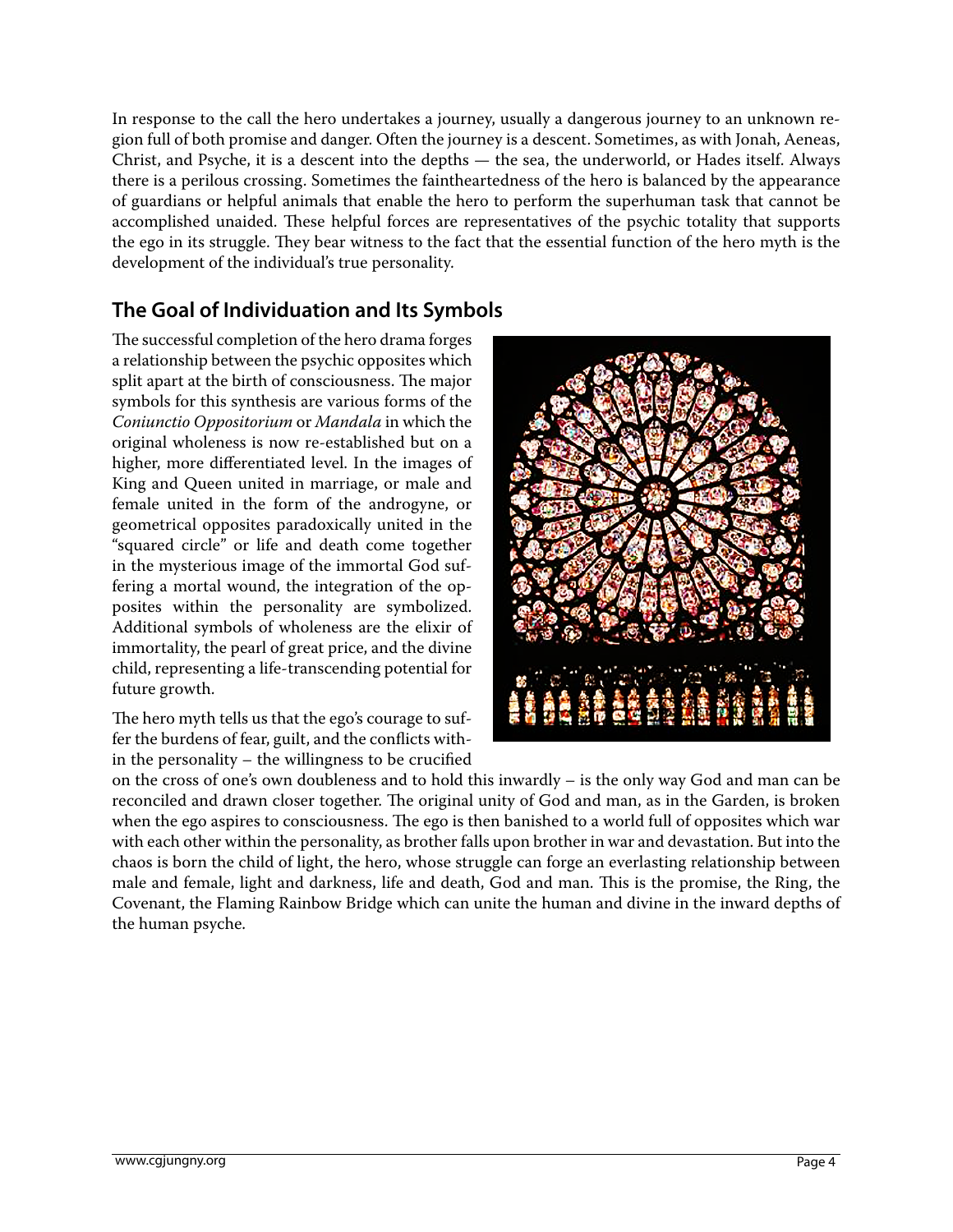In response to the call the hero undertakes a journey, usually a dangerous journey to an unknown region full of both promise and danger. Often the journey is a descent. Sometimes, as with Jonah, Aeneas, Christ, and Psyche, it is a descent into the depths — the sea, the underworld, or Hades itself. Always there is a perilous crossing. Sometimes the faintheartedness of the hero is balanced by the appearance of guardians or helpful animals that enable the hero to perform the superhuman task that cannot be accomplished unaided. These helpful forces are representatives of the psychic totality that supports the ego in its struggle. They bear witness to the fact that the essential function of the hero myth is the development of the individual's true personality.

## The Goal of Individuation and Its Symbols

The successful completion of the hero drama forges a relationship between the psychic opposites which split apart at the birth of consciousness. The major symbols for this synthesis are various forms of the *Coniunctio Oppositorium* or *Mandala* in which the original wholeness is now re-established but on a higher, more differentiated level. In the images of King and Queen united in marriage, or male and female united in the form of the androgyne, or geometrical opposites paradoxically united in the "squared circle" or life and death come together in the mysterious image of the immortal God suffering a mortal wound, the integration of the opposites within the personality are symbolized. Additional symbols of wholeness are the elixir of immortality, the pearl of great price, and the divine child, representing a life-transcending potential for future growth.

The hero myth tells us that the ego's courage to suffer the burdens of fear, guilt, and the conflicts within the personality – the willingness to be crucified on the cross of one's own doubleness and to hold this inwardly – is the only way God and man can be reconciled and drawn closer together. The original unity of God and man, as in the Garden, is broken when the ego aspires to consciousness. The ego is then banished to a world full of opposites which war with each other within the personality, as brother falls upon brother in war and devastation. But into the chaos is born the child of light, the hero, whose struggle can forge an everlasting relationship between male and female, light and darkness, life and death, God and man. This is the promise, the Ring, the Covenant, the Flaming Rainbow Bridge which can unite the human and divine in the inward depths of the human psyche.